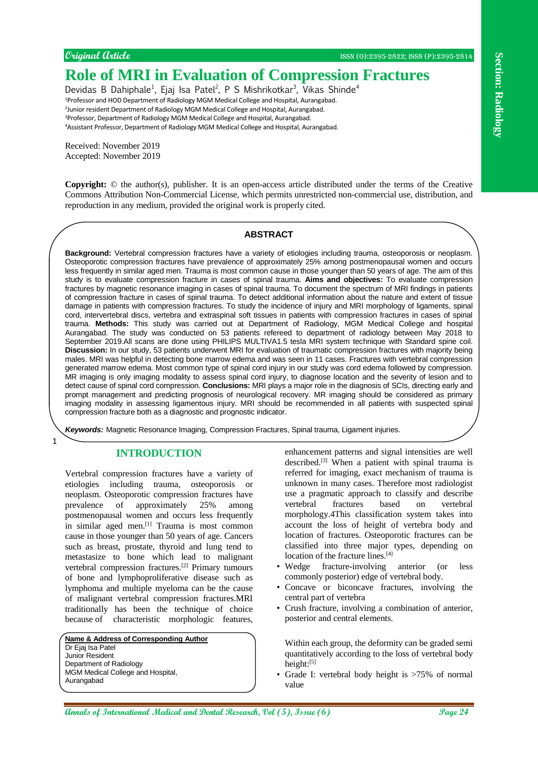Original Article

# Role of MRI in Evaluation of Compression Fractures

Devidas B Dahiphale[1], Ejaj Isa Patel[2], P S Mishrikotkar[3], Vikas Shinde[4]

[1]Professor and HOD Department of Radiology MGM Medical College and Hospital, Aurangabad.
[2]Junior resident Department of Radiology MGM Medical College and Hospital, Aurangabad.
[3]Professor, Department of Radiology MGM Medical College and Hospital, Aurangabad.
[4]Assistant Professor, Department of Radiology MGM Medical College and Hospital, Aurangabad.

Received: November 2019
Accepted: November 2019

**Copyright:** © the author(s), publisher. It is an open-access article distributed under the terms of the Creative Commons Attribution Non-Commercial License, which permits unrestricted non-commercial use, distribution, and reproduction in any medium, provided the original work is properly cited.

## ABSTRACT

**Background:** Vertebral compression fractures have a variety of etiologies including trauma, osteoporosis or neoplasm. Osteoporotic compression fractures have prevalence of approximately 25% among postmenopausal women and occurs less frequently in similar aged men. Trauma is most common cause in those younger than 50 years of age. The aim of this study is to evaluate compression fracture in cases of spinal trauma. **Aims and objectives:** To evaluate compression fractures by magnetic resonance imaging in cases of spinal trauma. To document the spectrum of MRI findings in patients of compression fracture in cases of spinal trauma. To detect additional information about the nature and extent of tissue damage in patients with compression fractures. To study the incidence of injury and MRI morphology of ligaments, spinal cord, intervertebral discs, vertebra and extraspinal soft tissues in patients with compression fractures in cases of spinal trauma. **Methods:** This study was carried out at Department of Radiology, MGM Medical College and hospital Aurangabad. The study was conducted on 53 patients refereed to department of radiology between May 2018 to September 2019.All scans are done using PHILIPS MULTIVA1.5 tesla MRI system technique with Standard spine coil. **Discussion:** In our study, 53 patients underwent MRI for evaluation of traumatic compression fractures with majority being males. MRI was helpful in detecting bone marrow edema and was seen in 11 cases. Fractures with vertebral compression generated marrow edema. Most common type of spinal cord injury in our study was cord edema followed by compression. MR imaging is only imaging modality to assess spinal cord injury, to diagnose location and the severity of lesion and to detect cause of spinal cord compression. **Conclusions:** MRI plays a major role in the diagnosis of SCIs, directing early and prompt management and predicting prognosis of neurological recovery. MR imaging should be considered as primary imaging modality in assessing ligamentous injury. MRI should be recommended in all patients with suspected spinal compression fracture both as a diagnostic and prognostic indicator.

***Keywords:*** Magnetic Resonance Imaging, Compression Fractures, Spinal trauma, Ligament injuries.

## INTRODUCTION

Vertebral compression fractures have a variety of etiologies including trauma, osteoporosis or neoplasm. Osteoporotic compression fractures have prevalence of approximately 25% among postmenopausal women and occurs less frequently in similar aged men.[1] Trauma is most common cause in those younger than 50 years of age. Cancers such as breast, prostate, thyroid and lung tend to metastasize to bone which lead to malignant vertebral compression fractures.[2] Primary tumours of bone and lymphoproliferative disease such as lymphoma and multiple myeloma can be the cause of malignant vertebral compression fractures.MRI traditionally has been the technique of choice because of characteristic morphologic features, enhancement patterns and signal intensities are well described.[3] When a patient with spinal trauma is referred for imaging, exact mechanism of trauma is unknown in many cases. Therefore most radiologist use a pragmatic approach to classify and describe vertebral fractures based on vertebral morphology.4This classification system takes into account the loss of height of vertebra body and location of fractures. Osteoporotic fractures can be classified into three major types, depending on location of the fracture lines.[4]

- Wedge fracture-involving anterior (or less commonly posterior) edge of vertebral body.
- Concave or biconcave fractures, involving the central part of vertebra
- Crush fracture, involving a combination of anterior, posterior and central elements.

Within each group, the deformity can be graded semi quantitatively according to the loss of vertebral body height:[5]

- Grade I: vertebral body height is >75% of normal value

**Name & Address of Corresponding Author**
Dr Ejaj Isa Patel
Junior Resident
Department of Radiology
MGM Medical College and Hospital,
Aurangabad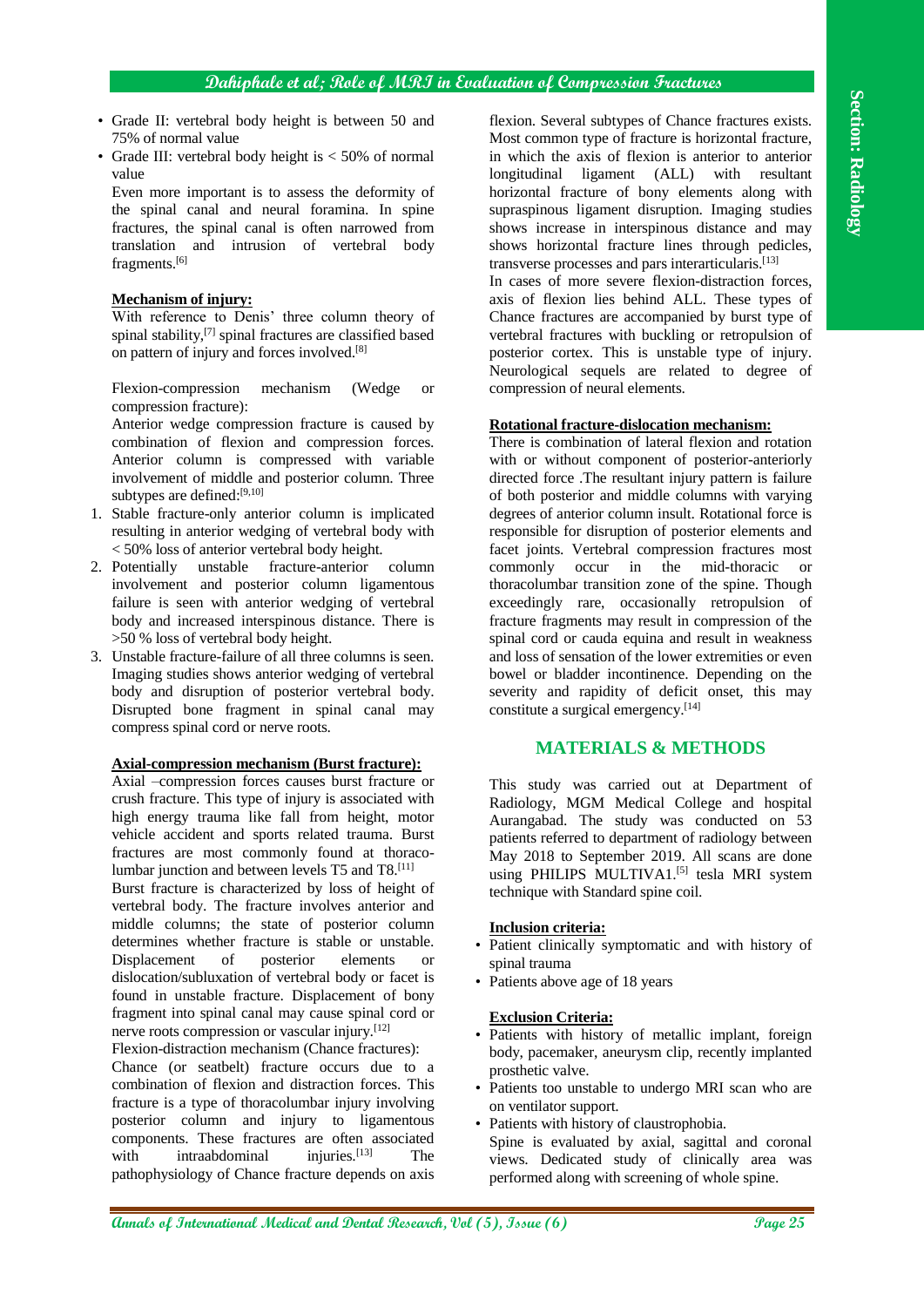- Grade II: vertebral body height is between 50 and 75% of normal value
- Grade III: vertebral body height is < 50% of normal value

Even more important is to assess the deformity of the spinal canal and neural foramina. In spine fractures, the spinal canal is often narrowed from translation and intrusion of vertebral body fragments.[6]

**Mechanism of injury:**

With reference to Denis' three column theory of spinal stability,[7] spinal fractures are classified based on pattern of injury and forces involved.[8]

Flexion-compression mechanism (Wedge or compression fracture):

Anterior wedge compression fracture is caused by combination of flexion and compression forces. Anterior column is compressed with variable involvement of middle and posterior column. Three subtypes are defined:[9,10]

1. Stable fracture-only anterior column is implicated resulting in anterior wedging of vertebral body with < 50% loss of anterior vertebral body height.
2. Potentially unstable fracture-anterior column involvement and posterior column ligamentous failure is seen with anterior wedging of vertebral body and increased interspinous distance. There is >50 % loss of vertebral body height.
3. Unstable fracture-failure of all three columns is seen. Imaging studies shows anterior wedging of vertebral body and disruption of posterior vertebral body. Disrupted bone fragment in spinal canal may compress spinal cord or nerve roots.

**Axial-compression mechanism (Burst fracture):**

Axial –compression forces causes burst fracture or crush fracture. This type of injury is associated with high energy trauma like fall from height, motor vehicle accident and sports related trauma. Burst fractures are most commonly found at thoraco-lumbar junction and between levels T5 and T8.[11]

Burst fracture is characterized by loss of height of vertebral body. The fracture involves anterior and middle columns; the state of posterior column determines whether fracture is stable or unstable. Displacement of posterior elements or dislocation/subluxation of vertebral body or facet is found in unstable fracture. Displacement of bony fragment into spinal canal may cause spinal cord or nerve roots compression or vascular injury.[12]

Flexion-distraction mechanism (Chance fractures):

Chance (or seatbelt) fracture occurs due to a combination of flexion and distraction forces. This fracture is a type of thoracolumbar injury involving posterior column and injury to ligamentous components. These fractures are often associated with intraabdominal injuries.[13] The pathophysiology of Chance fracture depends on axis flexion. Several subtypes of Chance fractures exists. Most common type of fracture is horizontal fracture, in which the axis of flexion is anterior to anterior longitudinal ligament (ALL) with resultant horizontal fracture of bony elements along with supraspinous ligament disruption. Imaging studies shows increase in interspinous distance and may shows horizontal fracture lines through pedicles, transverse processes and pars interarticularis.[13]

In cases of more severe flexion-distraction forces, axis of flexion lies behind ALL. These types of Chance fractures are accompanied by burst type of vertebral fractures with buckling or retropulsion of posterior cortex. This is unstable type of injury. Neurological sequels are related to degree of compression of neural elements.

**Rotational fracture-dislocation mechanism:**

There is combination of lateral flexion and rotation with or without component of posterior-anteriorly directed force .The resultant injury pattern is failure of both posterior and middle columns with varying degrees of anterior column insult. Rotational force is responsible for disruption of posterior elements and facet joints. Vertebral compression fractures most commonly occur in the mid-thoracic or thoracolumbar transition zone of the spine. Though exceedingly rare, occasionally retropulsion of fracture fragments may result in compression of the spinal cord or cauda equina and result in weakness and loss of sensation of the lower extremities or even bowel or bladder incontinence. Depending on the severity and rapidity of deficit onset, this may constitute a surgical emergency.[14]

## MATERIALS & METHODS

This study was carried out at Department of Radiology, MGM Medical College and hospital Aurangabad. The study was conducted on 53 patients referred to department of radiology between May 2018 to September 2019. All scans are done using PHILIPS MULTIVA1.[5] tesla MRI system technique with Standard spine coil.

**Inclusion criteria:**

- Patient clinically symptomatic and with history of spinal trauma
- Patients above age of 18 years

**Exclusion Criteria:**

- Patients with history of metallic implant, foreign body, pacemaker, aneurysm clip, recently implanted prosthetic valve.
- Patients too unstable to undergo MRI scan who are on ventilator support.
- Patients with history of claustrophobia.

Spine is evaluated by axial, sagittal and coronal views. Dedicated study of clinically area was performed along with screening of whole spine.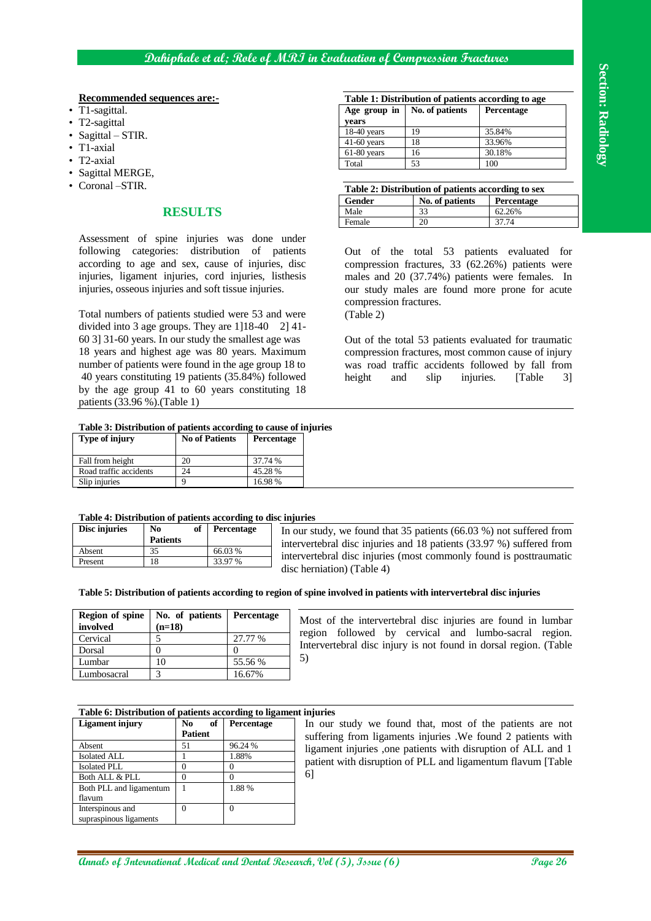**Recommended sequences are:-**

- T1-sagittal.
- T2-sagittal
- Sagittal – STIR.
- T1-axial
- T2-axial
- Sagittal MERGE,
- Coronal –STIR.

## RESULTS

Assessment of spine injuries was done under following categories: distribution of patients according to age and sex, cause of injuries, disc injuries, ligament injuries, cord injuries, listhesis injuries, osseous injuries and soft tissue injuries.

Total numbers of patients studied were 53 and were divided into 3 age groups. They are 1]18-40 2] 41-60 3] 31-60 years. In our study the smallest age was 18 years and highest age was 80 years. Maximum number of patients were found in the age group 18 to 40 years constituting 19 patients (35.84%) followed by the age group 41 to 60 years constituting 18 patients (33.96 %).(Table 1)

**Table 1: Distribution of patients according to age**

| Age group in years | No. of patients | Percentage |
|---|---|---|
| 18-40 years | 19 | 35.84% |
| 41-60 years | 18 | 33.96% |
| 61-80 years | 16 | 30.18% |
| Total | 53 | 100 |

**Table 2: Distribution of patients according to sex**

| Gender | No. of patients | Percentage |
|---|---|---|
| Male | 33 | 62.26% |
| Female | 20 | 37.74 |

Out of the total 53 patients evaluated for compression fractures, 33 (62.26%) patients were males and 20 (37.74%) patients were females. In our study males are found more prone for acute compression fractures. (Table 2)

Out of the total 53 patients evaluated for traumatic compression fractures, most common cause of injury was road traffic accidents followed by fall from height and slip injuries. [Table 3]

**Table 3: Distribution of patients according to cause of injuries**

| Type of injury | No of Patients | Percentage |
|---|---|---|
| Fall from height | 20 | 37.74 % |
| Road traffic accidents | 24 | 45.28 % |
| Slip injuries | 9 | 16.98 % |

**Table 4: Distribution of patients according to disc injuries**

| Disc injuries | No of Patients | Percentage |
|---|---|---|
| Absent | 35 | 66.03 % |
| Present | 18 | 33.97 % |

In our study, we found that 35 patients (66.03 %) not suffered from intervertebral disc injuries and 18 patients (33.97 %) suffered from intervertebral disc injuries (most commonly found is posttraumatic disc herniation) (Table 4)

**Table 5: Distribution of patients according to region of spine involved in patients with intervertebral disc injuries**

| Region of spine involved | No. of patients (n=18) | Percentage |
|---|---|---|
| Cervical | 5 | 27.77 % |
| Dorsal | 0 | 0 |
| Lumbar | 10 | 55.56 % |
| Lumbosacral | 3 | 16.67% |

Most of the intervertebral disc injuries are found in lumbar region followed by cervical and lumbo-sacral region. Intervertebral disc injury is not found in dorsal region. (Table 5)

**Table 6: Distribution of patients according to ligament injuries**

| Ligament injury | No of Patient | Percentage |
|---|---|---|
| Absent | 51 | 96.24 % |
| Isolated ALL | 1 | 1.88% |
| Isolated PLL | 0 | 0 |
| Both ALL & PLL | 0 | 0 |
| Both PLL and ligamentum flavum | 1 | 1.88 % |
| Interspinous and supraspinous ligaments | 0 | 0 |

In our study we found that, most of the patients are not suffering from ligaments injuries .We found 2 patients with ligament injuries ,one patients with disruption of ALL and 1 patient with disruption of PLL and ligamentum flavum [Table 6]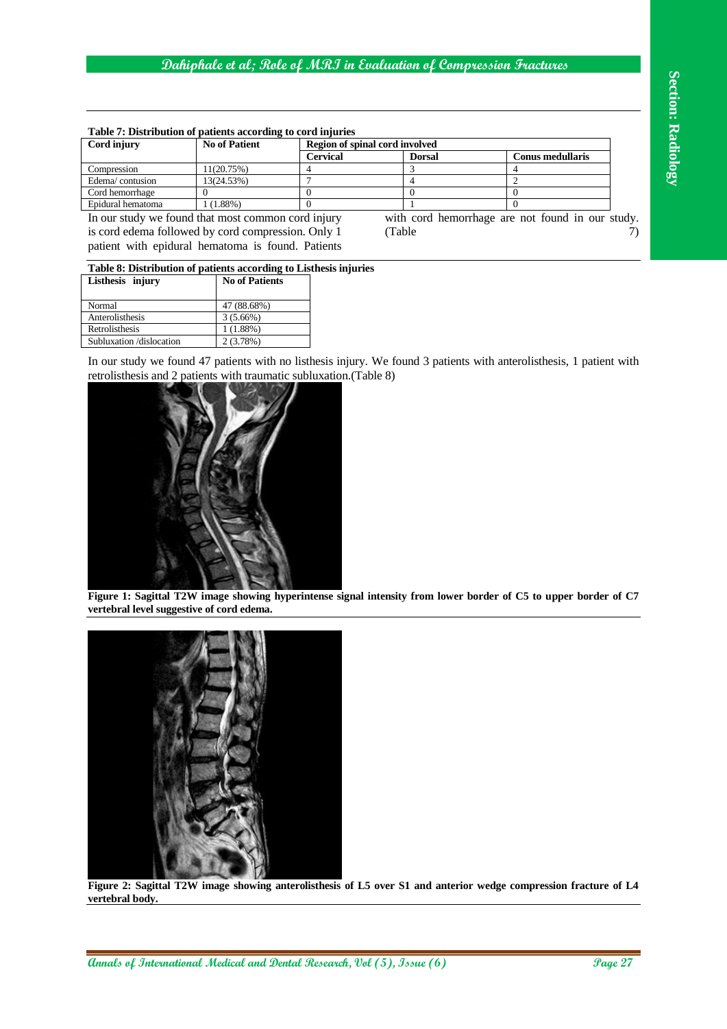**Table 7: Distribution of patients according to cord injuries**

| Cord injury | No of Patient | Region of spinal cord involved | | |
|---|---|---|---|---|
| | | Cervical | Dorsal | Conus medullaris |
| Compression | 11(20.75%) | 4 | 3 | 4 |
| Edema/ contusion | 13(24.53%) | 7 | 4 | 2 |
| Cord hemorrhage | 0 | 0 | 0 | 0 |
| Epidural hematoma | 1 (1.88%) | 0 | 1 | 0 |

In our study we found that most common cord injury is cord edema followed by cord compression. Only 1 patient with epidural hematoma is found. Patients with cord hemorrhage are not found in our study. (Table 7)

**Table 8: Distribution of patients according to Listhesis injuries**

| Listhesis injury | No of Patients |
|---|---|
| Normal | 47 (88.68%) |
| Anterolisthesis | 3 (5.66%) |
| Retrolisthesis | 1 (1.88%) |
| Subluxation /dislocation | 2 (3.78%) |

In our study we found 47 patients with no listhesis injury. We found 3 patients with anterolisthesis, 1 patient with retrolisthesis and 2 patients with traumatic subluxation.(Table 8)

**Figure 1: Sagittal T2W image showing hyperintense signal intensity from lower border of C5 to upper border of C7 vertebral level suggestive of cord edema.**

**Figure 2: Sagittal T2W image showing anterolisthesis of L5 over S1 and anterior wedge compression fracture of L4 vertebral body.**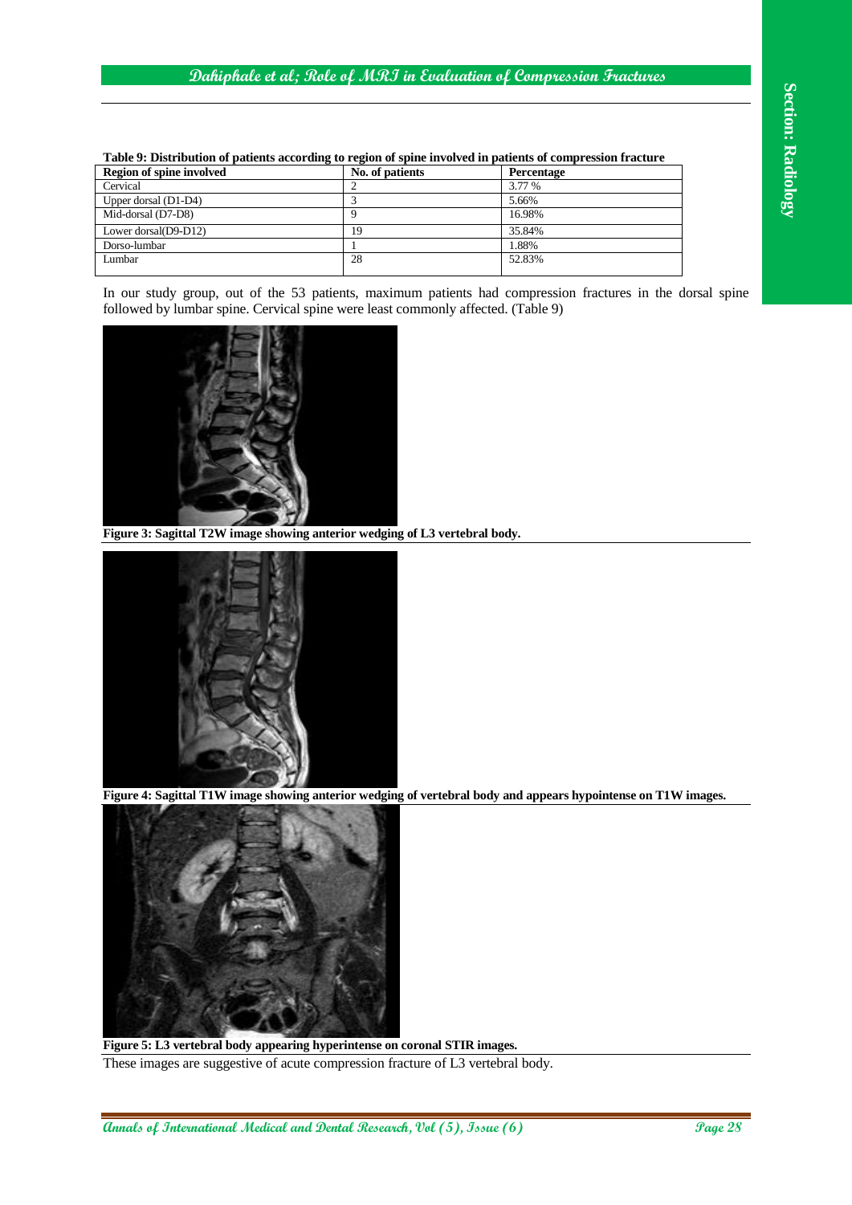**Table 9: Distribution of patients according to region of spine involved in patients of compression fracture**

| Region of spine involved | No. of patients | Percentage |
|---|---|---|
| Cervical | 2 | 3.77 % |
| Upper dorsal (D1-D4) | 3 | 5.66% |
| Mid-dorsal (D7-D8) | 9 | 16.98% |
| Lower dorsal(D9-D12) | 19 | 35.84% |
| Dorso-lumbar | 1 | 1.88% |
| Lumbar | 28 | 52.83% |

In our study group, out of the 53 patients, maximum patients had compression fractures in the dorsal spine followed by lumbar spine. Cervical spine were least commonly affected. (Table 9)

**Figure 3: Sagittal T2W image showing anterior wedging of L3 vertebral body.**

**Figure 4: Sagittal T1W image showing anterior wedging of vertebral body and appears hypointense on T1W images.**

**Figure 5: L3 vertebral body appearing hyperintense on coronal STIR images.**

These images are suggestive of acute compression fracture of L3 vertebral body.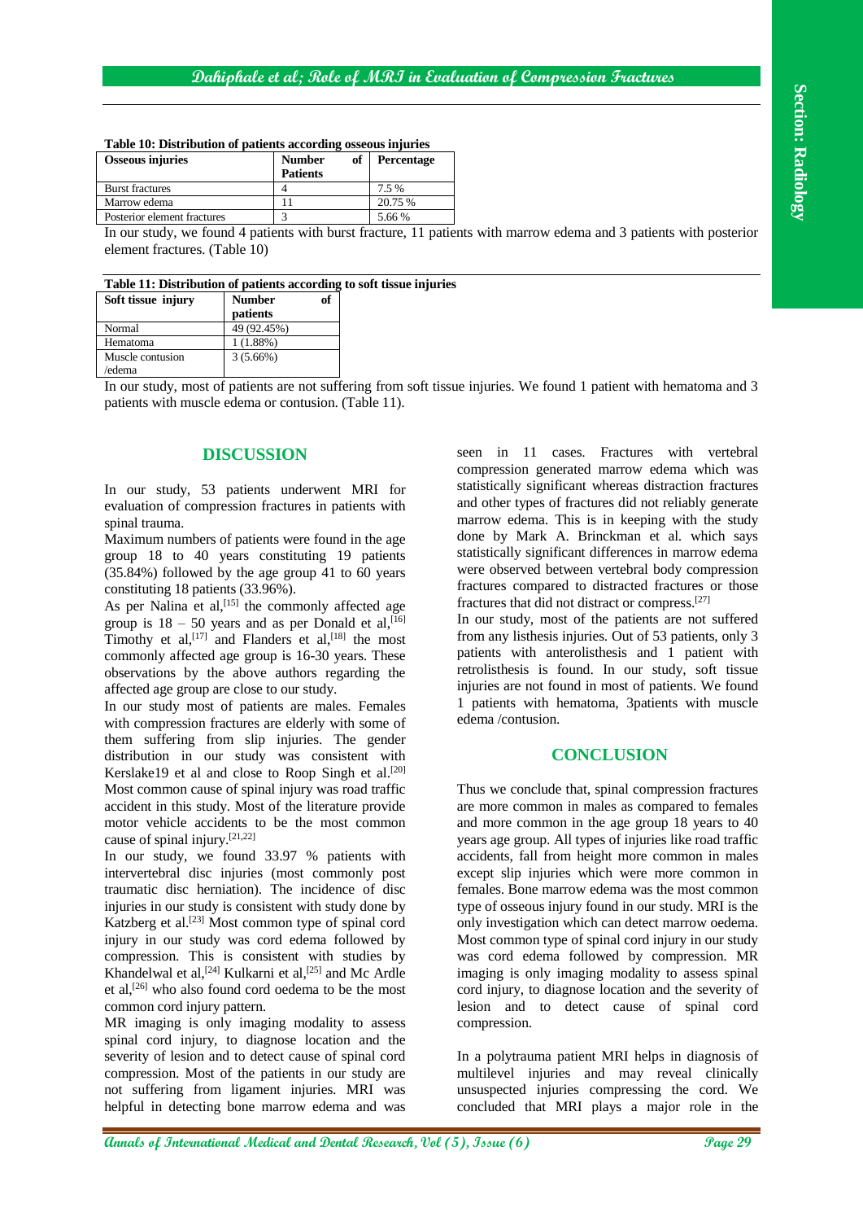**Table 10: Distribution of patients according osseous injuries**

| Osseous injuries | Number of Patients | Percentage |
|---|---|---|
| Burst fractures | 4 | 7.5 % |
| Marrow edema | 11 | 20.75 % |
| Posterior element fractures | 3 | 5.66 % |

In our study, we found 4 patients with burst fracture, 11 patients with marrow edema and 3 patients with posterior element fractures. (Table 10)

**Table 11: Distribution of patients according to soft tissue injuries**

| Soft tissue injury | Number of patients |
|---|---|
| Normal | 49 (92.45%) |
| Hematoma | 1 (1.88%) |
| Muscle contusion /edema | 3 (5.66%) |

In our study, most of patients are not suffering from soft tissue injuries. We found 1 patient with hematoma and 3 patients with muscle edema or contusion. (Table 11).

## DISCUSSION

In our study, 53 patients underwent MRI for evaluation of compression fractures in patients with spinal trauma.

Maximum numbers of patients were found in the age group 18 to 40 years constituting 19 patients (35.84%) followed by the age group 41 to 60 years constituting 18 patients (33.96%).

As per Nalina et al,[15] the commonly affected age group is 18 – 50 years and as per Donald et al,[16] Timothy et al,[17] and Flanders et al,[18] the most commonly affected age group is 16-30 years. These observations by the above authors regarding the affected age group are close to our study.

In our study most of patients are males. Females with compression fractures are elderly with some of them suffering from slip injuries. The gender distribution in our study was consistent with Kerslake19 et al and close to Roop Singh et al.[20] Most common cause of spinal injury was road traffic accident in this study. Most of the literature provide motor vehicle accidents to be the most common cause of spinal injury.[21,22]

In our study, we found 33.97 % patients with intervertebral disc injuries (most commonly post traumatic disc herniation). The incidence of disc injuries in our study is consistent with study done by Katzberg et al.[23] Most common type of spinal cord injury in our study was cord edema followed by compression. This is consistent with studies by Khandelwal et al,[24] Kulkarni et al,[25] and Mc Ardle et al,[26] who also found cord oedema to be the most common cord injury pattern.

MR imaging is only imaging modality to assess spinal cord injury, to diagnose location and the severity of lesion and to detect cause of spinal cord compression. Most of the patients in our study are not suffering from ligament injuries. MRI was helpful in detecting bone marrow edema and was seen in 11 cases. Fractures with vertebral compression generated marrow edema which was statistically significant whereas distraction fractures and other types of fractures did not reliably generate marrow edema. This is in keeping with the study done by Mark A. Brinckman et al. which says statistically significant differences in marrow edema were observed between vertebral body compression fractures compared to distracted fractures or those fractures that did not distract or compress.[27]

In our study, most of the patients are not suffered from any listhesis injuries. Out of 53 patients, only 3 patients with anterolisthesis and 1 patient with retrolisthesis is found. In our study, soft tissue injuries are not found in most of patients. We found 1 patients with hematoma, 3patients with muscle edema /contusion.

## CONCLUSION

Thus we conclude that, spinal compression fractures are more common in males as compared to females and more common in the age group 18 years to 40 years age group. All types of injuries like road traffic accidents, fall from height more common in males except slip injuries which were more common in females. Bone marrow edema was the most common type of osseous injury found in our study. MRI is the only investigation which can detect marrow oedema. Most common type of spinal cord injury in our study was cord edema followed by compression. MR imaging is only imaging modality to assess spinal cord injury, to diagnose location and the severity of lesion and to detect cause of spinal cord compression.

In a polytrauma patient MRI helps in diagnosis of multilevel injuries and may reveal clinically unsuspected injuries compressing the cord. We concluded that MRI plays a major role in the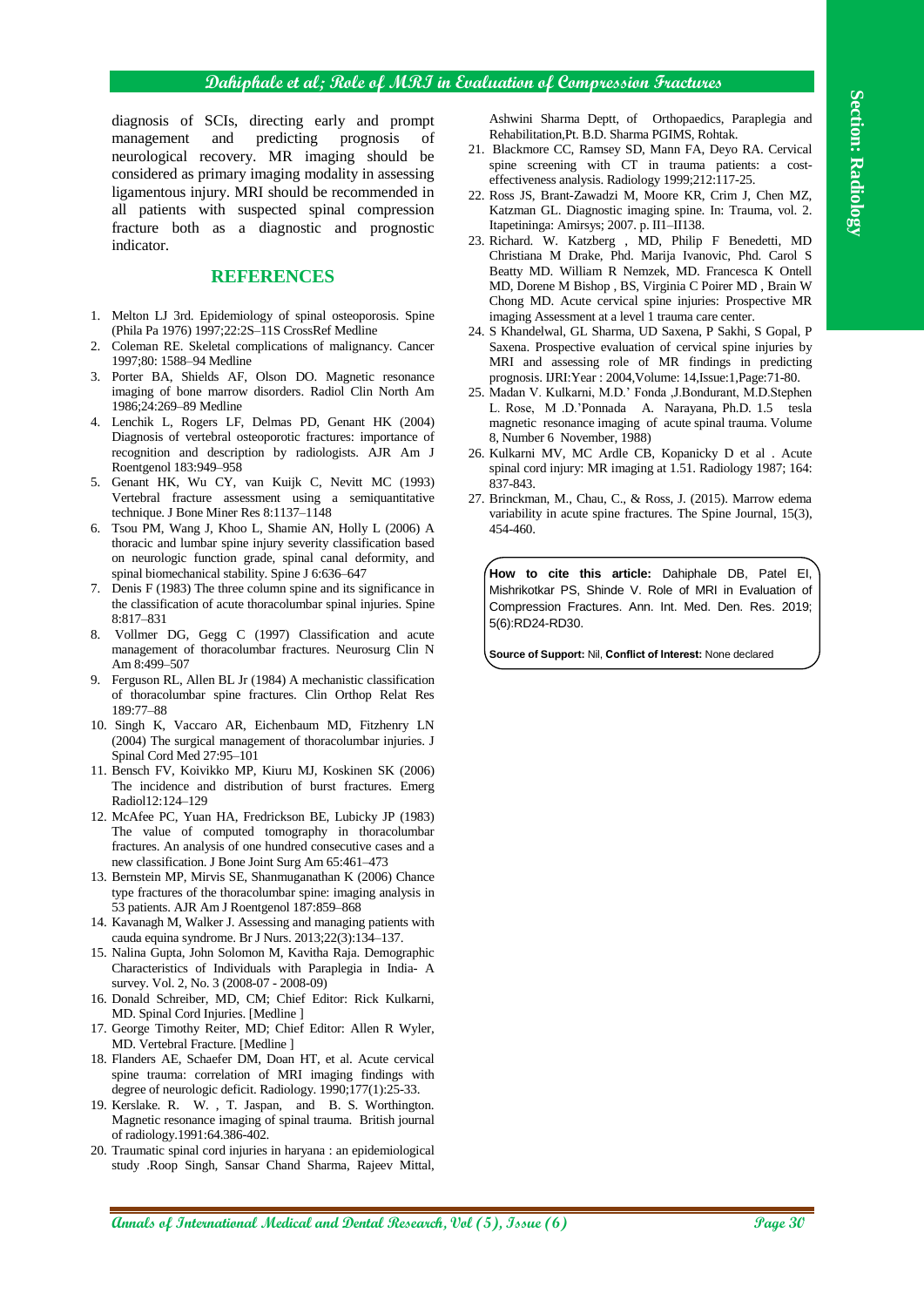diagnosis of SCIs, directing early and prompt management and predicting prognosis of neurological recovery. MR imaging should be considered as primary imaging modality in assessing ligamentous injury. MRI should be recommended in all patients with suspected spinal compression fracture both as a diagnostic and prognostic indicator.

## REFERENCES

1. Melton LJ 3rd. Epidemiology of spinal osteoporosis. Spine (Phila Pa 1976) 1997;22:2S–11S CrossRef Medline
2. Coleman RE. Skeletal complications of malignancy. Cancer 1997;80: 1588–94 Medline
3. Porter BA, Shields AF, Olson DO. Magnetic resonance imaging of bone marrow disorders. Radiol Clin North Am 1986;24:269–89 Medline
4. Lenchik L, Rogers LF, Delmas PD, Genant HK (2004) Diagnosis of vertebral osteoporotic fractures: importance of recognition and description by radiologists. AJR Am J Roentgenol 183:949–958
5. Genant HK, Wu CY, van Kuijk C, Nevitt MC (1993) Vertebral fracture assessment using a semiquantitative technique. J Bone Miner Res 8:1137–1148
6. Tsou PM, Wang J, Khoo L, Shamie AN, Holly L (2006) A thoracic and lumbar spine injury severity classification based on neurologic function grade, spinal canal deformity, and spinal biomechanical stability. Spine J 6:636–647
7. Denis F (1983) The three column spine and its significance in the classification of acute thoracolumbar spinal injuries. Spine 8:817–831
8. Vollmer DG, Gegg C (1997) Classification and acute management of thoracolumbar fractures. Neurosurg Clin N Am 8:499–507
9. Ferguson RL, Allen BL Jr (1984) A mechanistic classification of thoracolumbar spine fractures. Clin Orthop Relat Res 189:77–88
10. Singh K, Vaccaro AR, Eichenbaum MD, Fitzhenry LN (2004) The surgical management of thoracolumbar injuries. J Spinal Cord Med 27:95–101
11. Bensch FV, Koivikko MP, Kiuru MJ, Koskinen SK (2006) The incidence and distribution of burst fractures. Emerg Radiol12:124–129
12. McAfee PC, Yuan HA, Fredrickson BE, Lubicky JP (1983) The value of computed tomography in thoracolumbar fractures. An analysis of one hundred consecutive cases and a new classification. J Bone Joint Surg Am 65:461–473
13. Bernstein MP, Mirvis SE, Shanmuganathan K (2006) Chance type fractures of the thoracolumbar spine: imaging analysis in 53 patients. AJR Am J Roentgenol 187:859–868
14. Kavanagh M, Walker J. Assessing and managing patients with cauda equina syndrome. Br J Nurs. 2013;22(3):134–137.
15. Nalina Gupta, John Solomon M, Kavitha Raja. Demographic Characteristics of Individuals with Paraplegia in India- A survey. Vol. 2, No. 3 (2008-07 - 2008-09)
16. Donald Schreiber, MD, CM; Chief Editor: Rick Kulkarni, MD. Spinal Cord Injuries. [Medline ]
17. George Timothy Reiter, MD; Chief Editor: Allen R Wyler, MD. Vertebral Fracture. [Medline ]
18. Flanders AE, Schaefer DM, Doan HT, et al. Acute cervical spine trauma: correlation of MRI imaging findings with degree of neurologic deficit. Radiology. 1990;177(1):25-33.
19. Kerslake. R. W. , T. Jaspan, and B. S. Worthington. Magnetic resonance imaging of spinal trauma. British journal of radiology.1991:64.386-402.
20. Traumatic spinal cord injuries in haryana : an epidemiological study .Roop Singh, Sansar Chand Sharma, Rajeev Mittal, Ashwini Sharma Deptt, of Orthopaedics, Paraplegia and Rehabilitation,Pt. B.D. Sharma PGIMS, Rohtak.
21. Blackmore CC, Ramsey SD, Mann FA, Deyo RA. Cervical spine screening with CT in trauma patients: a cost-effectiveness analysis. Radiology 1999;212:117-25.
22. Ross JS, Brant-Zawadzi M, Moore KR, Crim J, Chen MZ, Katzman GL. Diagnostic imaging spine. In: Trauma, vol. 2. Itapetininga: Amirsys; 2007. p. II1–II138.
23. Richard. W. Katzberg , MD, Philip F Benedetti, MD Christiana M Drake, Phd. Marija Ivanovic, Phd. Carol S Beatty MD. William R Nemzek, MD. Francesca K Ontell MD, Dorene M Bishop , BS, Virginia C Poirer MD , Brain W Chong MD. Acute cervical spine injuries: Prospective MR imaging Assessment at a level 1 trauma care center.
24. S Khandelwal, GL Sharma, UD Saxena, P Sakhi, S Gopal, P Saxena. Prospective evaluation of cervical spine injuries by MRI and assessing role of MR findings in predicting prognosis. IJRI:Year : 2004,Volume: 14,Issue:1,Page:71-80.
25. Madan V. Kulkarni, M.D.' Fonda ,J.Bondurant, M.D.Stephen L. Rose, M .D.'Ponnada A. Narayana, Ph.D. 1.5 tesla magnetic resonance imaging of acute spinal trauma. Volume 8, Number 6 November, 1988)
26. Kulkarni MV, MC Ardle CB, Kopanicky D et al . Acute spinal cord injury: MR imaging at 1.51. Radiology 1987; 164: 837-843.
27. Brinckman, M., Chau, C., & Ross, J. (2015). Marrow edema variability in acute spine fractures. The Spine Journal, 15(3), 454-460.

**How to cite this article:** Dahiphale DB, Patel EI, Mishrikotkar PS, Shinde V. Role of MRI in Evaluation of Compression Fractures. Ann. Int. Med. Den. Res. 2019; 5(6):RD24-RD30.

**Source of Support:** Nil, **Conflict of Interest:** None declared